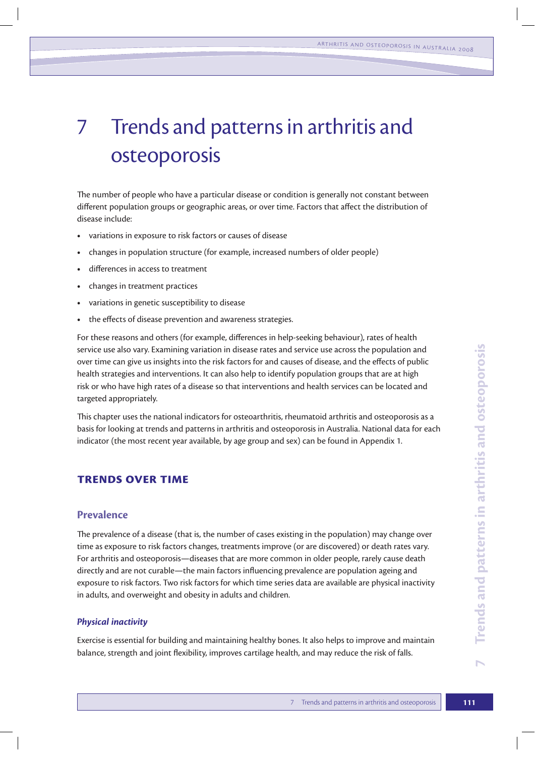# 7 Trends and patterns in arthritis and osteoporosis

The number of people who have a particular disease or condition is generally not constant between different population groups or geographic areas, or over time. Factors that affect the distribution of disease include:

- variations in exposure to risk factors or causes of disease
- changes in population structure (for example, increased numbers of older people)
- differences in access to treatment
- changes in treatment practices
- variations in genetic susceptibility to disease
- the effects of disease prevention and awareness strategies.

For these reasons and others (for example, differences in help-seeking behaviour), rates of health service use also vary. Examining variation in disease rates and service use across the population and over time can give us insights into the risk factors for and causes of disease, and the effects of public health strategies and interventions. It can also help to identify population groups that are at high risk or who have high rates of a disease so that interventions and health services can be located and targeted appropriately.

This chapter uses the national indicators for osteoarthritis, rheumatoid arthritis and osteoporosis as a basis for looking at trends and patterns in arthritis and osteoporosis in Australia. National data for each indicator (the most recent year available, by age group and sex) can be found in Appendix 1.

## TRENDS OVER TIME

### Prevalence

The prevalence of a disease (that is, the number of cases existing in the population) may change over time as exposure to risk factors changes, treatments improve (or are discovered) or death rates vary. For arthritis and osteoporosis—diseases that are more common in older people, rarely cause death directly and are not curable—the main factors influencing prevalence are population ageing and exposure to risk factors. Two risk factors for which time series data are available are physical inactivity in adults, and overweight and obesity in adults and children.

#### *Physical inactivity*

Exercise is essential for building and maintaining healthy bones. It also helps to improve and maintain balance, strength and joint flexibility, improves cartilage health, and may reduce the risk of falls.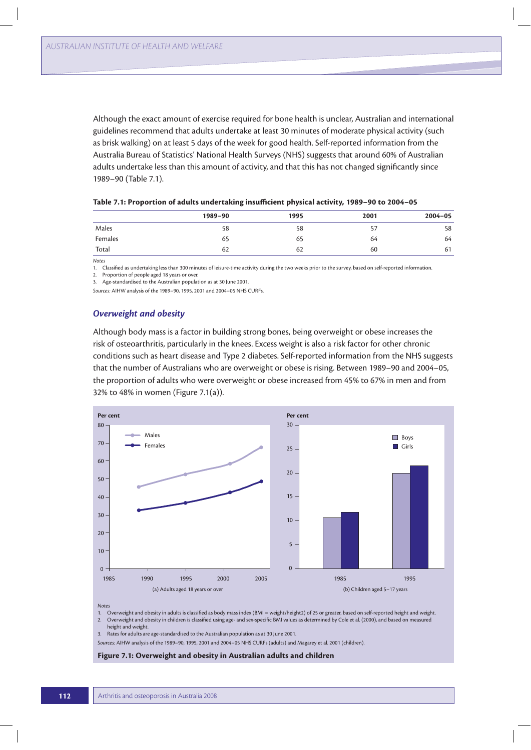Although the exact amount of exercise required for bone health is unclear, Australian and international guidelines recommend that adults undertake at least 30 minutes of moderate physical activity (such as brisk walking) on at least 5 days of the week for good health. Self-reported information from the Australia Bureau of Statistics' National Health Surveys (NHS) suggests that around 60% of Australian adults undertake less than this amount of activity, and that this has not changed significantly since 1989–90 (Table 7.1).

**Table 7.1: Proportion of adults undertaking insufficient physical activity, 1989–90 to 2004–05**

| | 1989–90 | 1995 | 2001 | 2004–05 |
|---|---|---|---|---|
| Males | 58 | 58 | 57 | 58 |
| Females | 65 | 65 | 64 | 64 |
| Total | 62 | 62 | 60 | 61 |

*Notes*

1. Classified as undertaking less than 300 minutes of leisure-time activity during the two weeks prior to the survey, based on self-reported information.
2. Proportion of people aged 18 years or over.
3. Age-standardised to the Australian population as at 30 June 2001.

*Sources:* AIHW analysis of the 1989–90, 1995, 2001 and 2004–05 NHS CURFs.

## *Overweight and obesity*

Although body mass is a factor in building strong bones, being overweight or obese increases the risk of osteoarthritis, particularly in the knees. Excess weight is also a risk factor for other chronic conditions such as heart disease and Type 2 diabetes. Self-reported information from the NHS suggests that the number of Australians who are overweight or obese is rising. Between 1989–90 and 2004–05, the proportion of adults who were overweight or obese increased from 45% to 67% in men and from 32% to 48% in women (Figure 7.1(a)).

*Notes*

1. Overweight and obesity in adults is classified as body mass index (BMI = weight/height2) of 25 or greater, based on self-reported height and weight.
2. Overweight and obesity in children is classified using age- and sex-specific BMI values as determined by Cole et al. (2000), and based on measured height and weight.
3. Rates for adults are age-standardised to the Australian population as at 30 June 2001.

*Sources:* AIHW analysis of the 1989–90, 1995, 2001 and 2004–05 NHS CURFs (adults) and Magarey et al. 2001 (children).

**Figure 7.1: Overweight and obesity in Australian adults and children**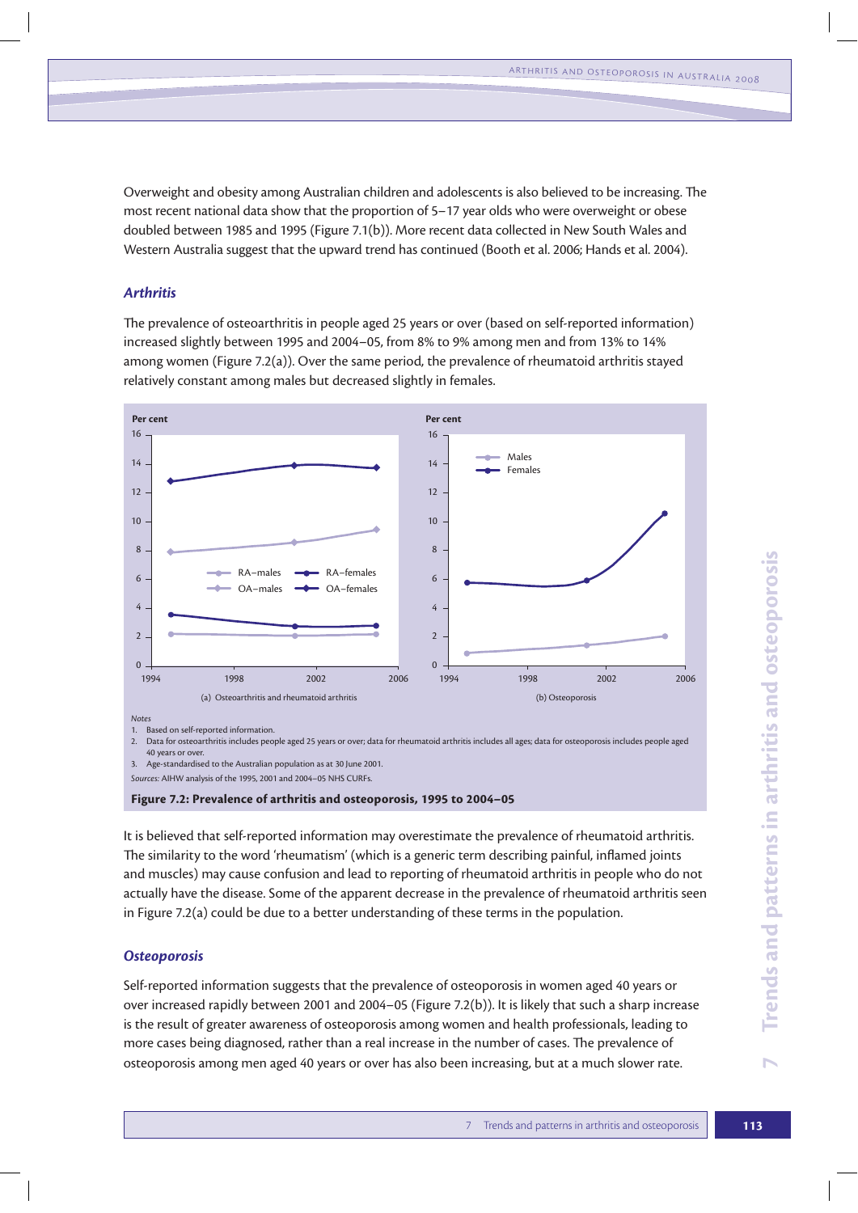Overweight and obesity among Australian children and adolescents is also believed to be increasing. The most recent national data show that the proportion of 5–17 year olds who were overweight or obese doubled between 1985 and 1995 (Figure 7.1(b)). More recent data collected in New South Wales and Western Australia suggest that the upward trend has continued (Booth et al. 2006; Hands et al. 2004).

### *Arthritis*

The prevalence of osteoarthritis in people aged 25 years or over (based on self-reported information) increased slightly between 1995 and 2004–05, from 8% to 9% among men and from 13% to 14% among women (Figure 7.2(a)). Over the same period, the prevalence of rheumatoid arthritis stayed relatively constant among males but decreased slightly in females.

*Notes*

1. Based on self-reported information.
2. Data for osteoarthritis includes people aged 25 years or over; data for rheumatoid arthritis includes all ages; data for osteoporosis includes people aged 40 years or over.
3. Age-standardised to the Australian population as at 30 June 2001.

*Sources:* AIHW analysis of the 1995, 2001 and 2004–05 NHS CURFs.

**Figure 7.2: Prevalence of arthritis and osteoporosis, 1995 to 2004–05**

It is believed that self-reported information may overestimate the prevalence of rheumatoid arthritis. The similarity to the word 'rheumatism' (which is a generic term describing painful, inflamed joints and muscles) may cause confusion and lead to reporting of rheumatoid arthritis in people who do not actually have the disease. Some of the apparent decrease in the prevalence of rheumatoid arthritis seen in Figure 7.2(a) could be due to a better understanding of these terms in the population.

### *Osteoporosis*

Self-reported information suggests that the prevalence of osteoporosis in women aged 40 years or over increased rapidly between 2001 and 2004–05 (Figure 7.2(b)). It is likely that such a sharp increase is the result of greater awareness of osteoporosis among women and health professionals, leading to more cases being diagnosed, rather than a real increase in the number of cases. The prevalence of osteoporosis among men aged 40 years or over has also been increasing, but at a much slower rate.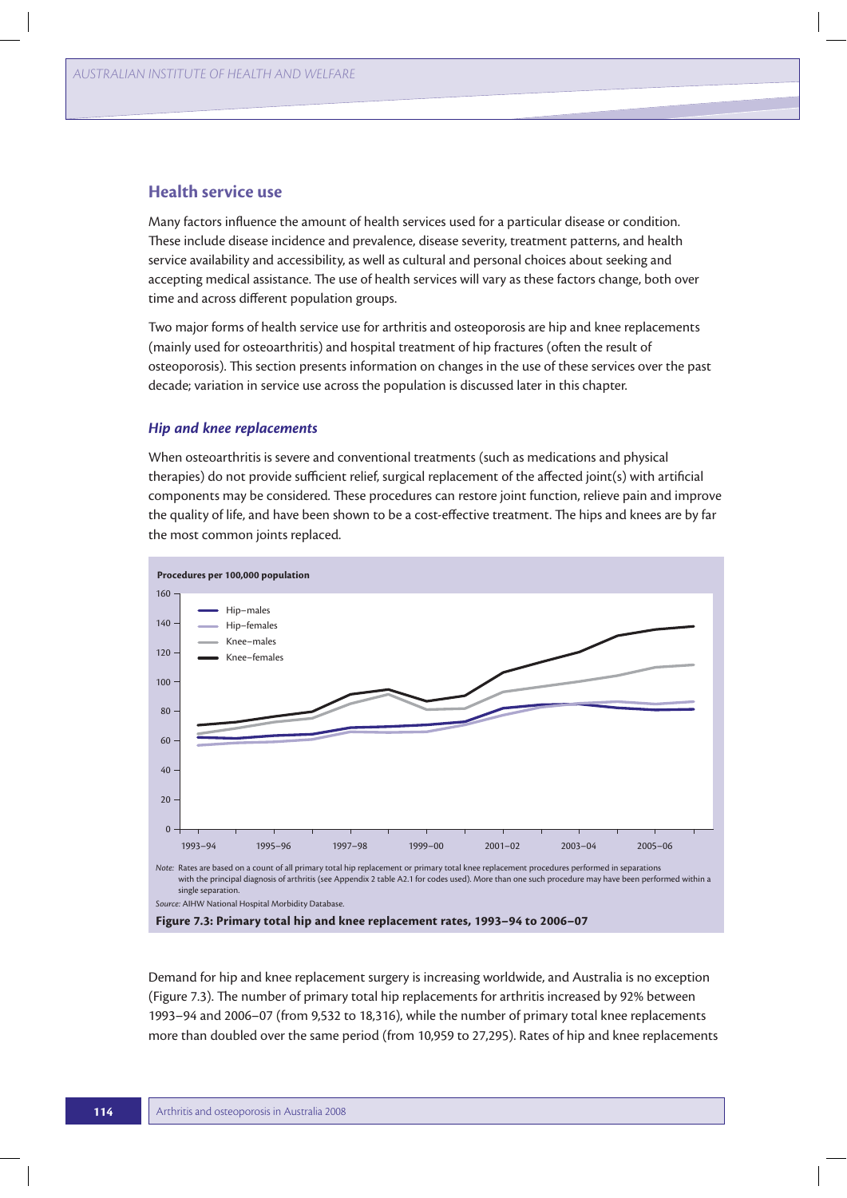## Health service use

Many factors influence the amount of health services used for a particular disease or condition. These include disease incidence and prevalence, disease severity, treatment patterns, and health service availability and accessibility, as well as cultural and personal choices about seeking and accepting medical assistance. The use of health services will vary as these factors change, both over time and across different population groups.

Two major forms of health service use for arthritis and osteoporosis are hip and knee replacements (mainly used for osteoarthritis) and hospital treatment of hip fractures (often the result of osteoporosis). This section presents information on changes in the use of these services over the past decade; variation in service use across the population is discussed later in this chapter.

### *Hip and knee replacements*

When osteoarthritis is severe and conventional treatments (such as medications and physical therapies) do not provide sufficient relief, surgical replacement of the affected joint(s) with artificial components may be considered. These procedures can restore joint function, relieve pain and improve the quality of life, and have been shown to be a cost-effective treatment. The hips and knees are by far the most common joints replaced.

*Note:* Rates are based on a count of all primary total hip replacement or primary total knee replacement procedures performed in separations with the principal diagnosis of arthritis (see Appendix 2 table A2.1 for codes used). More than one such procedure may have been performed within a single separation.

*Source:* AIHW National Hospital Morbidity Database.

**Figure 7.3: Primary total hip and knee replacement rates, 1993–94 to 2006–07**

Demand for hip and knee replacement surgery is increasing worldwide, and Australia is no exception (Figure 7.3). The number of primary total hip replacements for arthritis increased by 92% between 1993–94 and 2006–07 (from 9,532 to 18,316), while the number of primary total knee replacements more than doubled over the same period (from 10,959 to 27,295). Rates of hip and knee replacements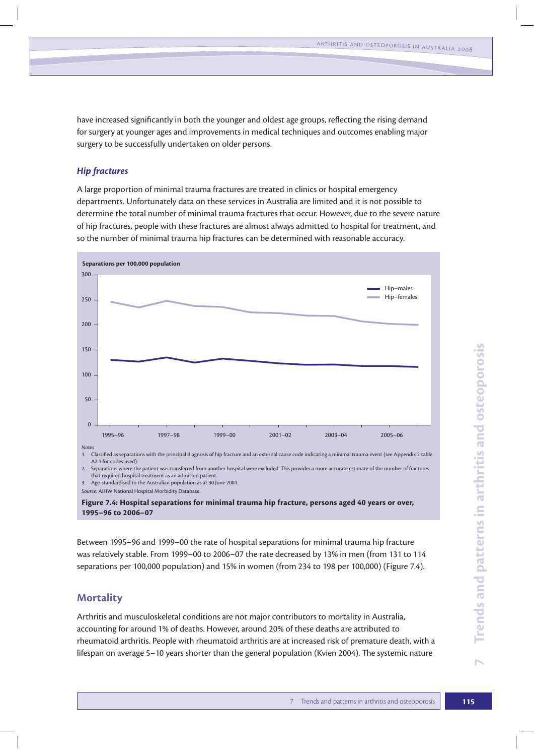have increased significantly in both the younger and oldest age groups, reflecting the rising demand for surgery at younger ages and improvements in medical techniques and outcomes enabling major surgery to be successfully undertaken on older persons.

### *Hip fractures*

A large proportion of minimal trauma fractures are treated in clinics or hospital emergency departments. Unfortunately data on these services in Australia are limited and it is not possible to determine the total number of minimal trauma fractures that occur. However, due to the severe nature of hip fractures, people with these fractures are almost always admitted to hospital for treatment, and so the number of minimal trauma hip fractures can be determined with reasonable accuracy.

*Notes*

1. Classified as separations with the principal diagnosis of hip fracture and an external cause code indicating a minimal trauma event (see Appendix 2 table A2.1 for codes used).
2. Separations where the patient was transferred from another hospital were excluded. This provides a more accurate estimate of the number of fractures that required hospital treatment as an admitted patient.
3. Age-standardised to the Australian population as at 30 June 2001.

*Source:* AIHW National Hospital Morbidity Database.

**Figure 7.4: Hospital separations for minimal trauma hip fracture, persons aged 40 years or over, 1995–96 to 2006–07**

Between 1995–96 and 1999–00 the rate of hospital separations for minimal trauma hip fracture was relatively stable. From 1999–00 to 2006–07 the rate decreased by 13% in men (from 131 to 114 separations per 100,000 population) and 15% in women (from 234 to 198 per 100,000) (Figure 7.4).

## Mortality

Arthritis and musculoskeletal conditions are not major contributors to mortality in Australia, accounting for around 1% of deaths. However, around 20% of these deaths are attributed to rheumatoid arthritis. People with rheumatoid arthritis are at increased risk of premature death, with a lifespan on average 5–10 years shorter than the general population (Kvien 2004). The systemic nature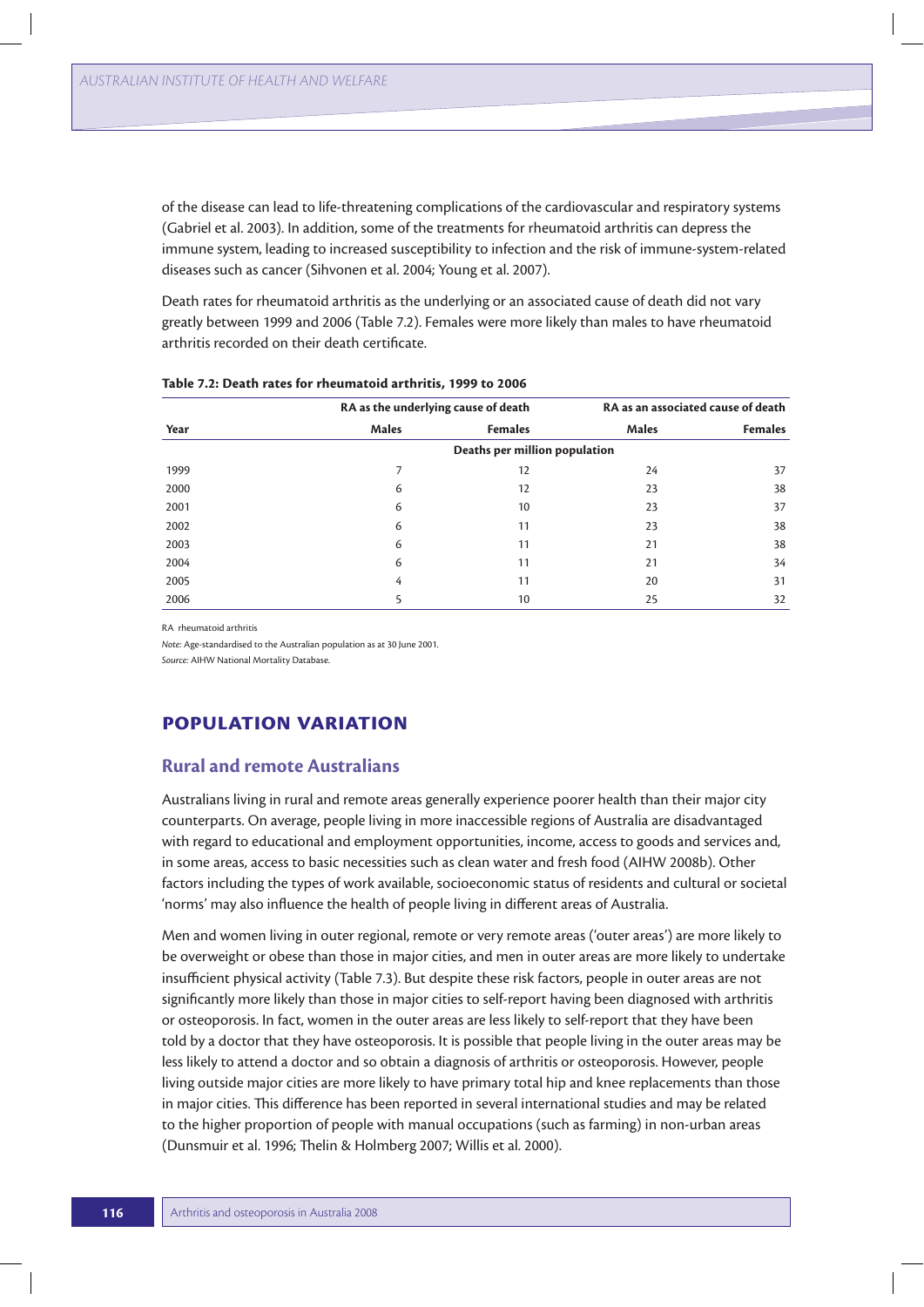of the disease can lead to life-threatening complications of the cardiovascular and respiratory systems (Gabriel et al. 2003). In addition, some of the treatments for rheumatoid arthritis can depress the immune system, leading to increased susceptibility to infection and the risk of immune-system-related diseases such as cancer (Sihvonen et al. 2004; Young et al. 2007).

Death rates for rheumatoid arthritis as the underlying or an associated cause of death did not vary greatly between 1999 and 2006 (Table 7.2). Females were more likely than males to have rheumatoid arthritis recorded on their death certificate.

**Table 7.2: Death rates for rheumatoid arthritis, 1999 to 2006**

| | RA as the underlying cause of death | | RA as an associated cause of death | |
|---|---|---|---|---|
| **Year** | **Males** | **Females** | **Males** | **Females** |
| | **Deaths per million population** | | | |
| 1999 | 7 | 12 | 24 | 37 |
| 2000 | 6 | 12 | 23 | 38 |
| 2001 | 6 | 10 | 23 | 37 |
| 2002 | 6 | 11 | 23 | 38 |
| 2003 | 6 | 11 | 21 | 38 |
| 2004 | 6 | 11 | 21 | 34 |
| 2005 | 4 | 11 | 20 | 31 |
| 2006 | 5 | 10 | 25 | 32 |

RA rheumatoid arthritis

*Note:* Age-standardised to the Australian population as at 30 June 2001.

*Source:* AIHW National Mortality Database.

## POPULATION VARIATION

### Rural and remote Australians

Australians living in rural and remote areas generally experience poorer health than their major city counterparts. On average, people living in more inaccessible regions of Australia are disadvantaged with regard to educational and employment opportunities, income, access to goods and services and, in some areas, access to basic necessities such as clean water and fresh food (AIHW 2008b). Other factors including the types of work available, socioeconomic status of residents and cultural or societal 'norms' may also influence the health of people living in different areas of Australia.

Men and women living in outer regional, remote or very remote areas ('outer areas') are more likely to be overweight or obese than those in major cities, and men in outer areas are more likely to undertake insufficient physical activity (Table 7.3). But despite these risk factors, people in outer areas are not significantly more likely than those in major cities to self-report having been diagnosed with arthritis or osteoporosis. In fact, women in the outer areas are less likely to self-report that they have been told by a doctor that they have osteoporosis. It is possible that people living in the outer areas may be less likely to attend a doctor and so obtain a diagnosis of arthritis or osteoporosis. However, people living outside major cities are more likely to have primary total hip and knee replacements than those in major cities. This difference has been reported in several international studies and may be related to the higher proportion of people with manual occupations (such as farming) in non-urban areas (Dunsmuir et al. 1996; Thelin & Holmberg 2007; Willis et al. 2000).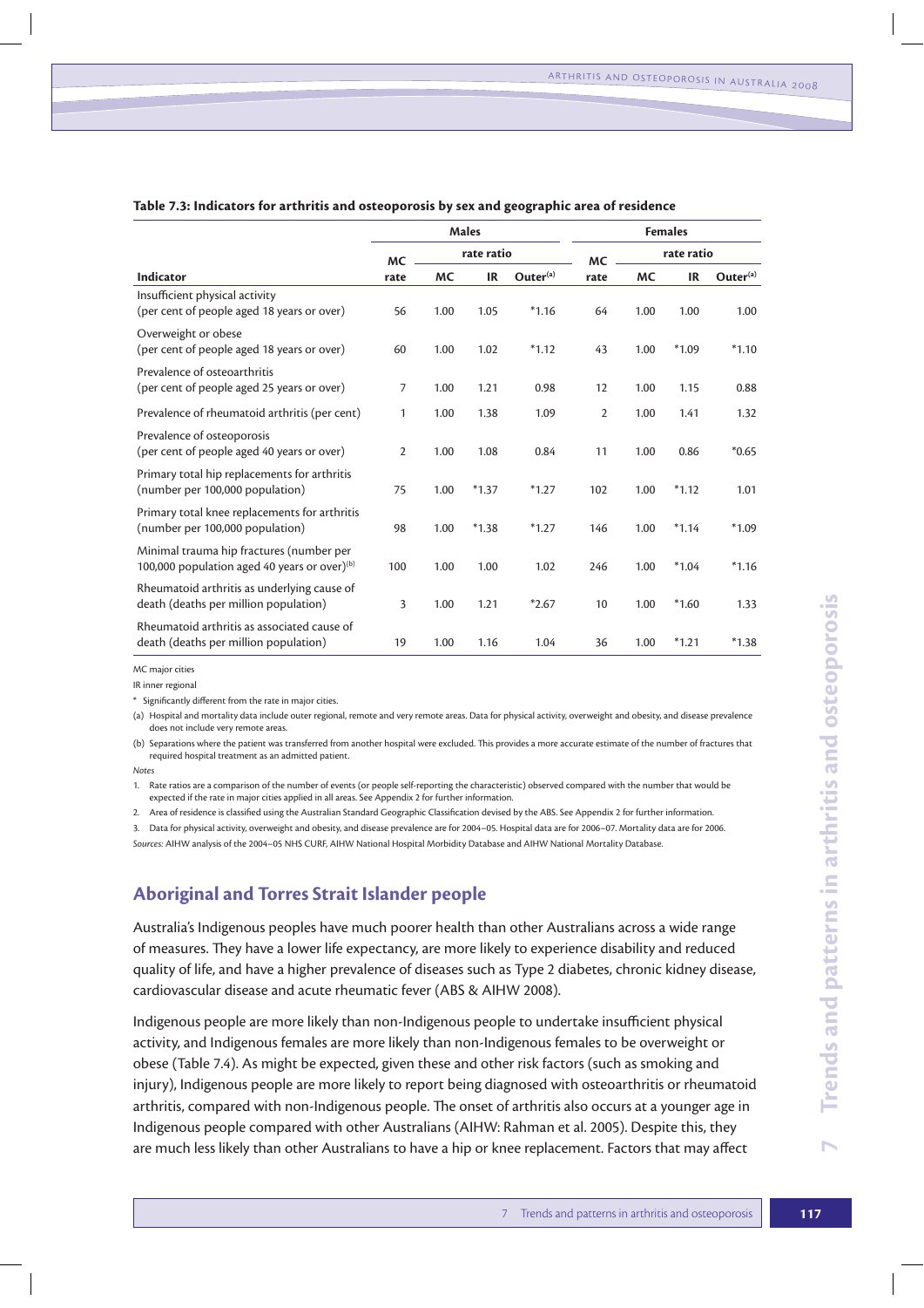**Table 7.3: Indicators for arthritis and osteoporosis by sex and geographic area of residence**

| Indicator | Males | | | | Females | | | |
|---|---|---|---|---|---|---|---|---|
| | MC rate | rate ratio | | | MC rate | rate ratio | | |
| | | MC | IR | Outer[(a)] | | MC | IR | Outer[(a)] |
| Insufficient physical activity (per cent of people aged 18 years or over) | 56 | 1.00 | 1.05 | *1.16 | 64 | 1.00 | 1.00 | 1.00 |
| Overweight or obese (per cent of people aged 18 years or over) | 60 | 1.00 | 1.02 | *1.12 | 43 | 1.00 | *1.09 | *1.10 |
| Prevalence of osteoarthritis (per cent of people aged 25 years or over) | 7 | 1.00 | 1.21 | 0.98 | 12 | 1.00 | 1.15 | 0.88 |
| Prevalence of rheumatoid arthritis (per cent) | 1 | 1.00 | 1.38 | 1.09 | 2 | 1.00 | 1.41 | 1.32 |
| Prevalence of osteoporosis (per cent of people aged 40 years or over) | 2 | 1.00 | 1.08 | 0.84 | 11 | 1.00 | 0.86 | *0.65 |
| Primary total hip replacements for arthritis (number per 100,000 population) | 75 | 1.00 | *1.37 | *1.27 | 102 | 1.00 | *1.12 | 1.01 |
| Primary total knee replacements for arthritis (number per 100,000 population) | 98 | 1.00 | *1.38 | *1.27 | 146 | 1.00 | *1.14 | *1.09 |
| Minimal trauma hip fractures (number per 100,000 population aged 40 years or over)[(b)] | 100 | 1.00 | 1.00 | 1.02 | 246 | 1.00 | *1.04 | *1.16 |
| Rheumatoid arthritis as underlying cause of death (deaths per million population) | 3 | 1.00 | 1.21 | *2.67 | 10 | 1.00 | *1.60 | 1.33 |
| Rheumatoid arthritis as associated cause of death (deaths per million population) | 19 | 1.00 | 1.16 | 1.04 | 36 | 1.00 | *1.21 | *1.38 |

MC major cities

IR inner regional

\* Significantly different from the rate in major cities.

(a) Hospital and mortality data include outer regional, remote and very remote areas. Data for physical activity, overweight and obesity, and disease prevalence does not include very remote areas.

(b) Separations where the patient was transferred from another hospital were excluded. This provides a more accurate estimate of the number of fractures that required hospital treatment as an admitted patient.

*Notes*

1. Rate ratios are a comparison of the number of events (or people self-reporting the characteristic) observed compared with the number that would be expected if the rate in major cities applied in all areas. See Appendix 2 for further information.
2. Area of residence is classified using the Australian Standard Geographic Classification devised by the ABS. See Appendix 2 for further information.
3. Data for physical activity, overweight and obesity, and disease prevalence are for 2004–05. Hospital data are for 2006–07. Mortality data are for 2006.

*Sources:* AIHW analysis of the 2004–05 NHS CURF, AIHW National Hospital Morbidity Database and AIHW National Mortality Database.

## Aboriginal and Torres Strait Islander people

Australia's Indigenous peoples have much poorer health than other Australians across a wide range of measures. They have a lower life expectancy, are more likely to experience disability and reduced quality of life, and have a higher prevalence of diseases such as Type 2 diabetes, chronic kidney disease, cardiovascular disease and acute rheumatic fever (ABS & AIHW 2008).

Indigenous people are more likely than non-Indigenous people to undertake insufficient physical activity, and Indigenous females are more likely than non-Indigenous females to be overweight or obese (Table 7.4). As might be expected, given these and other risk factors (such as smoking and injury), Indigenous people are more likely to report being diagnosed with osteoarthritis or rheumatoid arthritis, compared with non-Indigenous people. The onset of arthritis also occurs at a younger age in Indigenous people compared with other Australians (AIHW: Rahman et al. 2005). Despite this, they are much less likely than other Australians to have a hip or knee replacement. Factors that may affect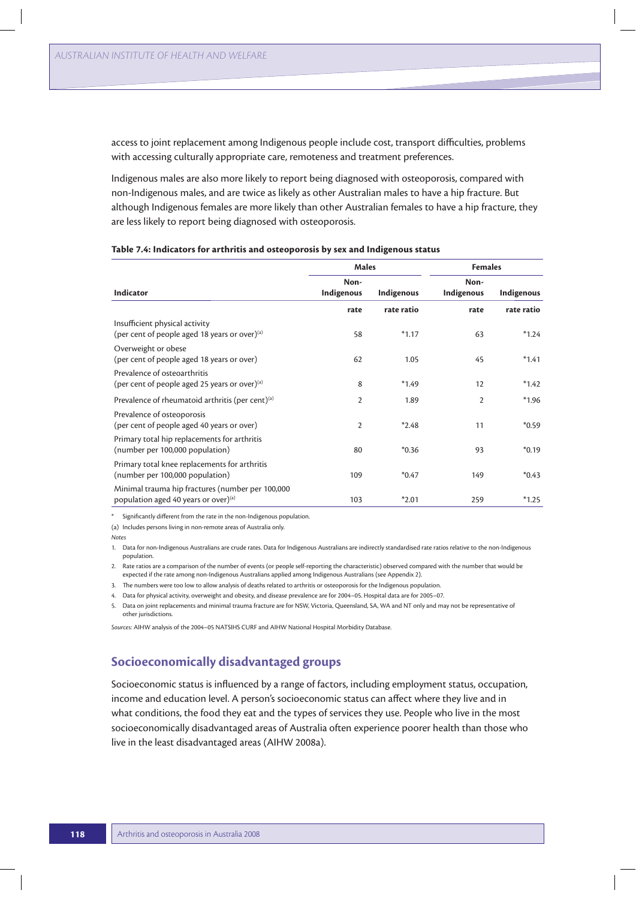access to joint replacement among Indigenous people include cost, transport difficulties, problems with accessing culturally appropriate care, remoteness and treatment preferences.

Indigenous males are also more likely to report being diagnosed with osteoporosis, compared with non-Indigenous males, and are twice as likely as other Australian males to have a hip fracture. But although Indigenous females are more likely than other Australian females to have a hip fracture, they are less likely to report being diagnosed with osteoporosis.

**Table 7.4: Indicators for arthritis and osteoporosis by sex and Indigenous status**

| | Males | | Females | |
|---|---|---|---|---|
| **Indicator** | **Non-Indigenous** | **Indigenous** | **Non-Indigenous** | **Indigenous** |
| | **rate** | **rate ratio** | **rate** | **rate ratio** |
| Insufficient physical activity (per cent of people aged 18 years or over)[(a)] | 58 | *1.17 | 63 | *1.24 |
| Overweight or obese (per cent of people aged 18 years or over) | 62 | 1.05 | 45 | *1.41 |
| Prevalence of osteoarthritis (per cent of people aged 25 years or over)[(a)] | 8 | *1.49 | 12 | *1.42 |
| Prevalence of rheumatoid arthritis (per cent)[(a)] | 2 | 1.89 | 2 | *1.96 |
| Prevalence of osteoporosis (per cent of people aged 40 years or over) | 2 | *2.48 | 11 | *0.59 |
| Primary total hip replacements for arthritis (number per 100,000 population) | 80 | *0.36 | 93 | *0.19 |
| Primary total knee replacements for arthritis (number per 100,000 population) | 109 | *0.47 | 149 | *0.43 |
| Minimal trauma hip fractures (number per 100,000 population aged 40 years or over)[(a)] | 103 | *2.01 | 259 | *1.25 |

\* Significantly different from the rate in the non-Indigenous population.

(a) Includes persons living in non-remote areas of Australia only.

*Notes*

1. Data for non-Indigenous Australians are crude rates. Data for Indigenous Australians are indirectly standardised rate ratios relative to the non-Indigenous population.
2. Rate ratios are a comparison of the number of events (or people self-reporting the characteristic) observed compared with the number that would be expected if the rate among non-Indigenous Australians applied among Indigenous Australians (see Appendix 2).
3. The numbers were too low to allow analysis of deaths related to arthritis or osteoporosis for the Indigenous population.
4. Data for physical activity, overweight and obesity, and disease prevalence are for 2004–05. Hospital data are for 2005–07.
5. Data on joint replacements and minimal trauma fracture are for NSW, Victoria, Queensland, SA, WA and NT only and may not be representative of other jurisdictions.

*Sources:* AIHW analysis of the 2004–05 NATSIHS CURF and AIHW National Hospital Morbidity Database.

## Socioeconomically disadvantaged groups

Socioeconomic status is influenced by a range of factors, including employment status, occupation, income and education level. A person's socioeconomic status can affect where they live and in what conditions, the food they eat and the types of services they use. People who live in the most socioeconomically disadvantaged areas of Australia often experience poorer health than those who live in the least disadvantaged areas (AIHW 2008a).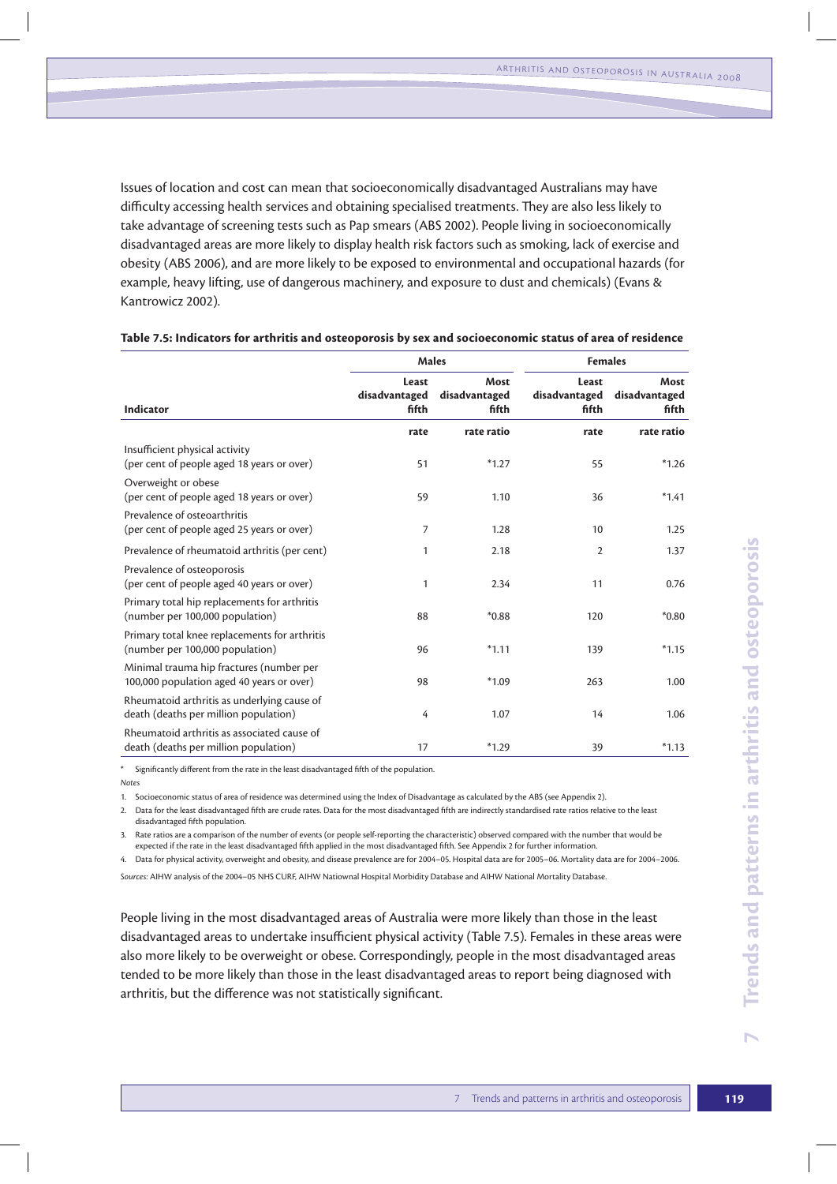Issues of location and cost can mean that socioeconomically disadvantaged Australians may have difficulty accessing health services and obtaining specialised treatments. They are also less likely to take advantage of screening tests such as Pap smears (ABS 2002). People living in socioeconomically disadvantaged areas are more likely to display health risk factors such as smoking, lack of exercise and obesity (ABS 2006), and are more likely to be exposed to environmental and occupational hazards (for example, heavy lifting, use of dangerous machinery, and exposure to dust and chemicals) (Evans & Kantrowicz 2002).

**Table 7.5: Indicators for arthritis and osteoporosis by sex and socioeconomic status of area of residence**

| | Males | | Females | |
|---|---|---|---|---|
| Indicator | Least disadvantaged fifth | Most disadvantaged fifth | Least disadvantaged fifth | Most disadvantaged fifth |
| | rate | rate ratio | rate | rate ratio |
| Insufficient physical activity (per cent of people aged 18 years or over) | 51 | *1.27 | 55 | *1.26 |
| Overweight or obese (per cent of people aged 18 years or over) | 59 | 1.10 | 36 | *1.41 |
| Prevalence of osteoarthritis (per cent of people aged 25 years or over) | 7 | 1.28 | 10 | 1.25 |
| Prevalence of rheumatoid arthritis (per cent) | 1 | 2.18 | 2 | 1.37 |
| Prevalence of osteoporosis (per cent of people aged 40 years or over) | 1 | 2.34 | 11 | 0.76 |
| Primary total hip replacements for arthritis (number per 100,000 population) | 88 | *0.88 | 120 | *0.80 |
| Primary total knee replacements for arthritis (number per 100,000 population) | 96 | *1.11 | 139 | *1.15 |
| Minimal trauma hip fractures (number per 100,000 population aged 40 years or over) | 98 | *1.09 | 263 | 1.00 |
| Rheumatoid arthritis as underlying cause of death (deaths per million population) | 4 | 1.07 | 14 | 1.06 |
| Rheumatoid arthritis as associated cause of death (deaths per million population) | 17 | *1.29 | 39 | *1.13 |

\* Significantly different from the rate in the least disadvantaged fifth of the population.

*Notes*

1. Socioeconomic status of area of residence was determined using the Index of Disadvantage as calculated by the ABS (see Appendix 2).
2. Data for the least disadvantaged fifth are crude rates. Data for the most disadvantaged fifth are indirectly standardised rate ratios relative to the least disadvantaged fifth population.
3. Rate ratios are a comparison of the number of events (or people self-reporting the characteristic) observed compared with the number that would be expected if the rate in the least disadvantaged fifth applied in the most disadvantaged fifth. See Appendix 2 for further information.
4. Data for physical activity, overweight and obesity, and disease prevalence are for 2004–05. Hospital data are for 2005–06. Mortality data are for 2004–2006.

*Sources:* AIHW analysis of the 2004–05 NHS CURF, AIHW Natiownal Hospital Morbidity Database and AIHW National Mortality Database.

People living in the most disadvantaged areas of Australia were more likely than those in the least disadvantaged areas to undertake insufficient physical activity (Table 7.5). Females in these areas were also more likely to be overweight or obese. Correspondingly, people in the most disadvantaged areas tended to be more likely than those in the least disadvantaged areas to report being diagnosed with arthritis, but the difference was not statistically significant.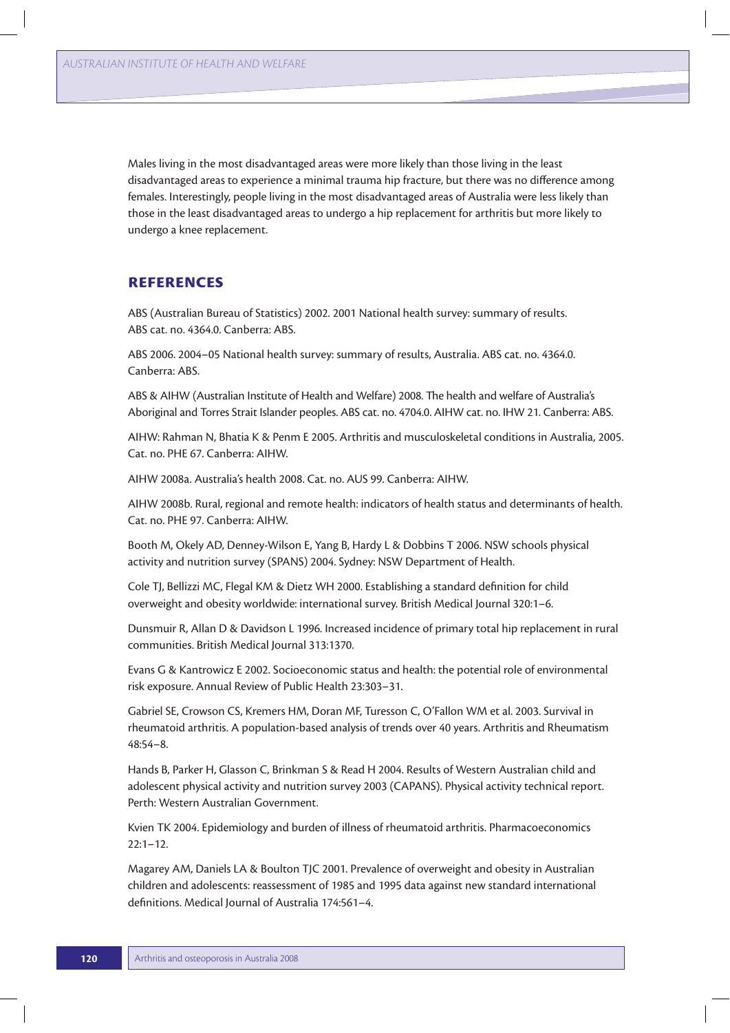Males living in the most disadvantaged areas were more likely than those living in the least disadvantaged areas to experience a minimal trauma hip fracture, but there was no difference among females. Interestingly, people living in the most disadvantaged areas of Australia were less likely than those in the least disadvantaged areas to undergo a hip replacement for arthritis but more likely to undergo a knee replacement.

## REFERENCES

ABS (Australian Bureau of Statistics) 2002. 2001 National health survey: summary of results. ABS cat. no. 4364.0. Canberra: ABS.

ABS 2006. 2004–05 National health survey: summary of results, Australia. ABS cat. no. 4364.0. Canberra: ABS.

ABS & AIHW (Australian Institute of Health and Welfare) 2008. The health and welfare of Australia's Aboriginal and Torres Strait Islander peoples. ABS cat. no. 4704.0. AIHW cat. no. IHW 21. Canberra: ABS.

AIHW: Rahman N, Bhatia K & Penm E 2005. Arthritis and musculoskeletal conditions in Australia, 2005. Cat. no. PHE 67. Canberra: AIHW.

AIHW 2008a. Australia's health 2008. Cat. no. AUS 99. Canberra: AIHW.

AIHW 2008b. Rural, regional and remote health: indicators of health status and determinants of health. Cat. no. PHE 97. Canberra: AIHW.

Booth M, Okely AD, Denney-Wilson E, Yang B, Hardy L & Dobbins T 2006. NSW schools physical activity and nutrition survey (SPANS) 2004. Sydney: NSW Department of Health.

Cole TJ, Bellizzi MC, Flegal KM & Dietz WH 2000. Establishing a standard definition for child overweight and obesity worldwide: international survey. British Medical Journal 320:1–6.

Dunsmuir R, Allan D & Davidson L 1996. Increased incidence of primary total hip replacement in rural communities. British Medical Journal 313:1370.

Evans G & Kantrowicz E 2002. Socioeconomic status and health: the potential role of environmental risk exposure. Annual Review of Public Health 23:303–31.

Gabriel SE, Crowson CS, Kremers HM, Doran MF, Turesson C, O'Fallon WM et al. 2003. Survival in rheumatoid arthritis. A population-based analysis of trends over 40 years. Arthritis and Rheumatism 48:54–8.

Hands B, Parker H, Glasson C, Brinkman S & Read H 2004. Results of Western Australian child and adolescent physical activity and nutrition survey 2003 (CAPANS). Physical activity technical report. Perth: Western Australian Government.

Kvien TK 2004. Epidemiology and burden of illness of rheumatoid arthritis. Pharmacoeconomics 22:1–12.

Magarey AM, Daniels LA & Boulton TJC 2001. Prevalence of overweight and obesity in Australian children and adolescents: reassessment of 1985 and 1995 data against new standard international definitions. Medical Journal of Australia 174:561–4.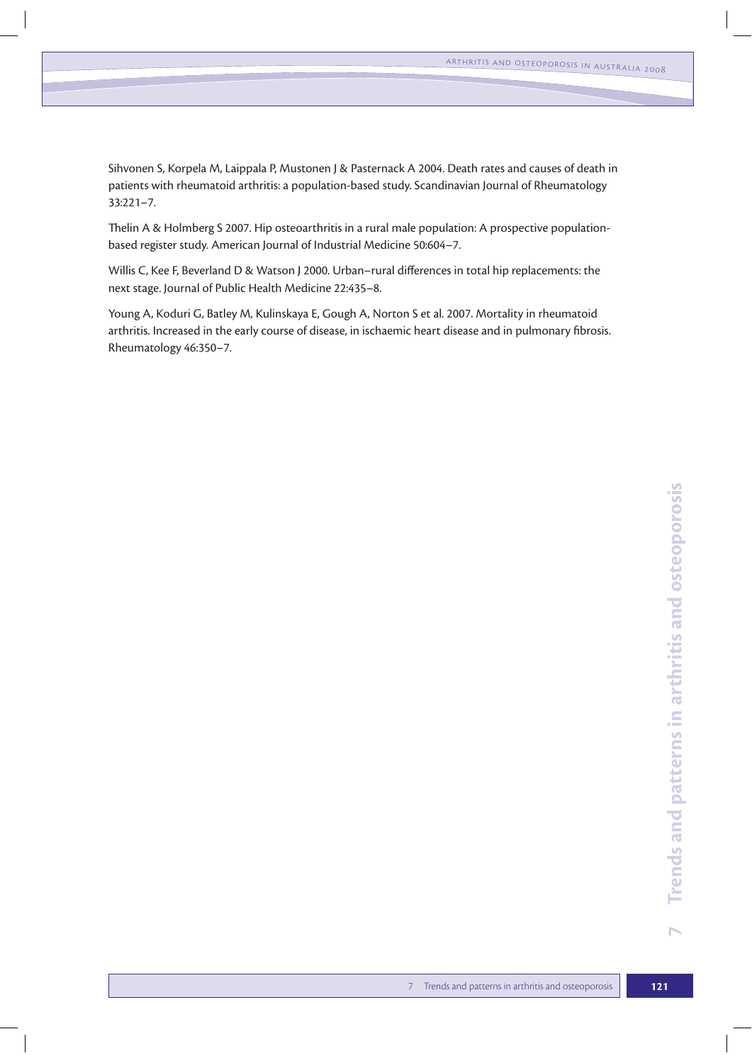Sihvonen S, Korpela M, Laippala P, Mustonen J & Pasternack A 2004. Death rates and causes of death in patients with rheumatoid arthritis: a population-based study. Scandinavian Journal of Rheumatology 33:221–7.

Thelin A & Holmberg S 2007. Hip osteoarthritis in a rural male population: A prospective population-based register study. American Journal of Industrial Medicine 50:604–7.

Willis C, Kee F, Beverland D & Watson J 2000. Urban–rural differences in total hip replacements: the next stage. Journal of Public Health Medicine 22:435–8.

Young A, Koduri G, Batley M, Kulinskaya E, Gough A, Norton S et al. 2007. Mortality in rheumatoid arthritis. Increased in the early course of disease, in ischaemic heart disease and in pulmonary fibrosis. Rheumatology 46:350–7.